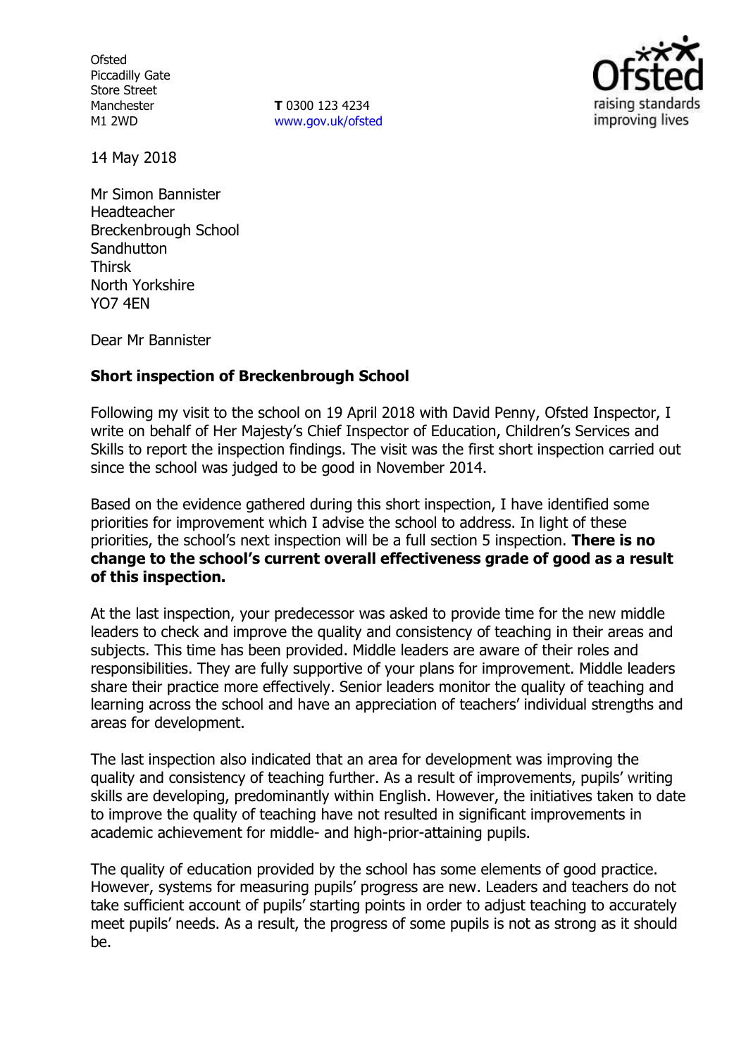Ofsted
Piccadilly Gate
Store Street
Manchester
M1 2WD

**T** 0300 123 4234
www.gov.uk/ofsted

14 May 2018

Mr Simon Bannister
Headteacher
Breckenbrough School
Sandhutton
Thirsk
North Yorkshire
YO7 4EN

Dear Mr Bannister

**Short inspection of Breckenbrough School**

Following my visit to the school on 19 April 2018 with David Penny, Ofsted Inspector, I write on behalf of Her Majesty's Chief Inspector of Education, Children's Services and Skills to report the inspection findings. The visit was the first short inspection carried out since the school was judged to be good in November 2014.

Based on the evidence gathered during this short inspection, I have identified some priorities for improvement which I advise the school to address. In light of these priorities, the school's next inspection will be a full section 5 inspection. **There is no change to the school's current overall effectiveness grade of good as a result of this inspection.**

At the last inspection, your predecessor was asked to provide time for the new middle leaders to check and improve the quality and consistency of teaching in their areas and subjects. This time has been provided. Middle leaders are aware of their roles and responsibilities. They are fully supportive of your plans for improvement. Middle leaders share their practice more effectively. Senior leaders monitor the quality of teaching and learning across the school and have an appreciation of teachers' individual strengths and areas for development.

The last inspection also indicated that an area for development was improving the quality and consistency of teaching further. As a result of improvements, pupils' writing skills are developing, predominantly within English. However, the initiatives taken to date to improve the quality of teaching have not resulted in significant improvements in academic achievement for middle- and high-prior-attaining pupils.

The quality of education provided by the school has some elements of good practice. However, systems for measuring pupils' progress are new. Leaders and teachers do not take sufficient account of pupils' starting points in order to adjust teaching to accurately meet pupils' needs. As a result, the progress of some pupils is not as strong as it should be.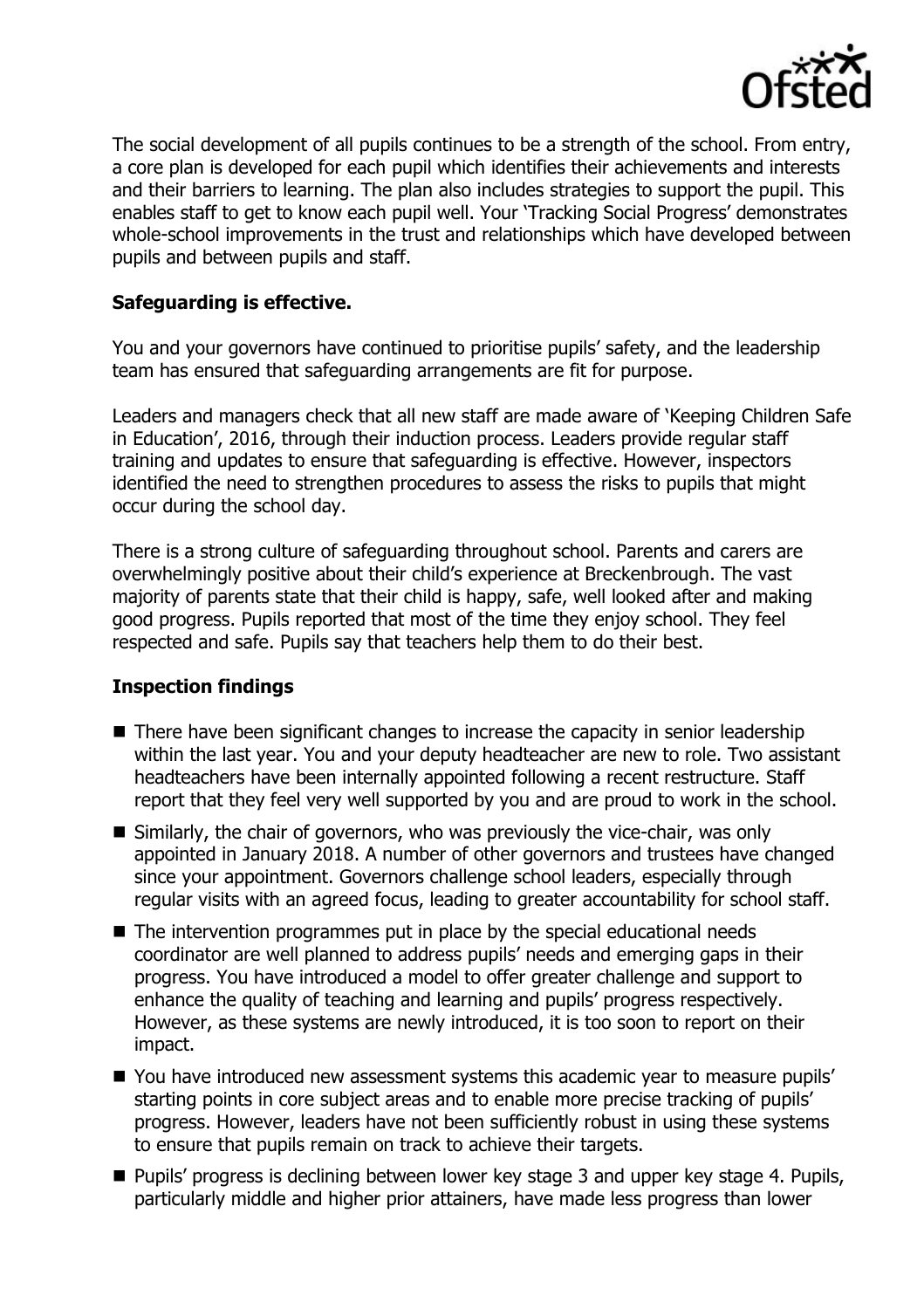The social development of all pupils continues to be a strength of the school. From entry, a core plan is developed for each pupil which identifies their achievements and interests and their barriers to learning. The plan also includes strategies to support the pupil. This enables staff to get to know each pupil well. Your 'Tracking Social Progress' demonstrates whole-school improvements in the trust and relationships which have developed between pupils and between pupils and staff.

## Safeguarding is effective.

You and your governors have continued to prioritise pupils' safety, and the leadership team has ensured that safeguarding arrangements are fit for purpose.

Leaders and managers check that all new staff are made aware of 'Keeping Children Safe in Education', 2016, through their induction process. Leaders provide regular staff training and updates to ensure that safeguarding is effective. However, inspectors identified the need to strengthen procedures to assess the risks to pupils that might occur during the school day.

There is a strong culture of safeguarding throughout school. Parents and carers are overwhelmingly positive about their child's experience at Breckenbrough. The vast majority of parents state that their child is happy, safe, well looked after and making good progress. Pupils reported that most of the time they enjoy school. They feel respected and safe. Pupils say that teachers help them to do their best.

## Inspection findings

- There have been significant changes to increase the capacity in senior leadership within the last year. You and your deputy headteacher are new to role. Two assistant headteachers have been internally appointed following a recent restructure. Staff report that they feel very well supported by you and are proud to work in the school.
- Similarly, the chair of governors, who was previously the vice-chair, was only appointed in January 2018. A number of other governors and trustees have changed since your appointment. Governors challenge school leaders, especially through regular visits with an agreed focus, leading to greater accountability for school staff.
- The intervention programmes put in place by the special educational needs coordinator are well planned to address pupils' needs and emerging gaps in their progress. You have introduced a model to offer greater challenge and support to enhance the quality of teaching and learning and pupils' progress respectively. However, as these systems are newly introduced, it is too soon to report on their impact.
- You have introduced new assessment systems this academic year to measure pupils' starting points in core subject areas and to enable more precise tracking of pupils' progress. However, leaders have not been sufficiently robust in using these systems to ensure that pupils remain on track to achieve their targets.
- Pupils' progress is declining between lower key stage 3 and upper key stage 4. Pupils, particularly middle and higher prior attainers, have made less progress than lower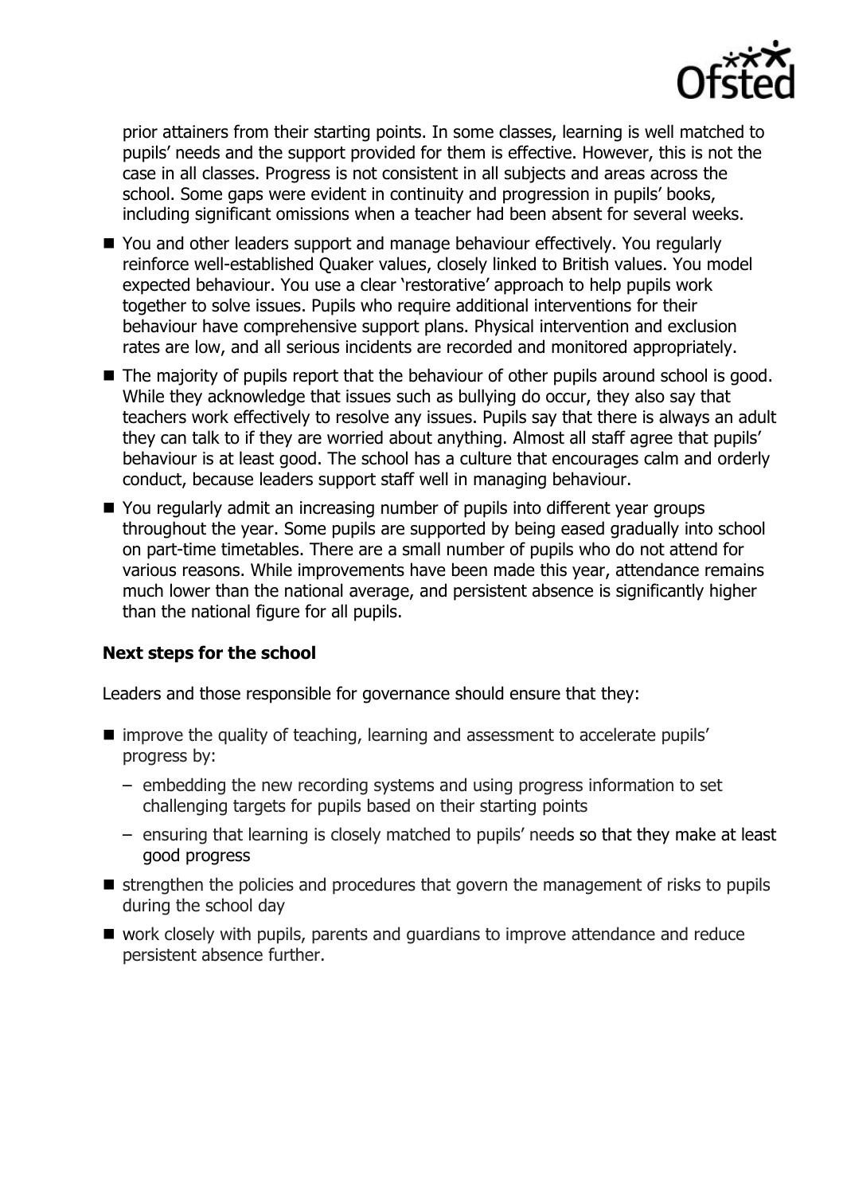prior attainers from their starting points. In some classes, learning is well matched to pupils' needs and the support provided for them is effective. However, this is not the case in all classes. Progress is not consistent in all subjects and areas across the school. Some gaps were evident in continuity and progression in pupils' books, including significant omissions when a teacher had been absent for several weeks.

- You and other leaders support and manage behaviour effectively. You regularly reinforce well-established Quaker values, closely linked to British values. You model expected behaviour. You use a clear 'restorative' approach to help pupils work together to solve issues. Pupils who require additional interventions for their behaviour have comprehensive support plans. Physical intervention and exclusion rates are low, and all serious incidents are recorded and monitored appropriately.
- The majority of pupils report that the behaviour of other pupils around school is good. While they acknowledge that issues such as bullying do occur, they also say that teachers work effectively to resolve any issues. Pupils say that there is always an adult they can talk to if they are worried about anything. Almost all staff agree that pupils' behaviour is at least good. The school has a culture that encourages calm and orderly conduct, because leaders support staff well in managing behaviour.
- You regularly admit an increasing number of pupils into different year groups throughout the year. Some pupils are supported by being eased gradually into school on part-time timetables. There are a small number of pupils who do not attend for various reasons. While improvements have been made this year, attendance remains much lower than the national average, and persistent absence is significantly higher than the national figure for all pupils.

### Next steps for the school

Leaders and those responsible for governance should ensure that they:

- improve the quality of teaching, learning and assessment to accelerate pupils' progress by:
  - embedding the new recording systems and using progress information to set challenging targets for pupils based on their starting points
  - ensuring that learning is closely matched to pupils' needs so that they make at least good progress
- strengthen the policies and procedures that govern the management of risks to pupils during the school day
- work closely with pupils, parents and guardians to improve attendance and reduce persistent absence further.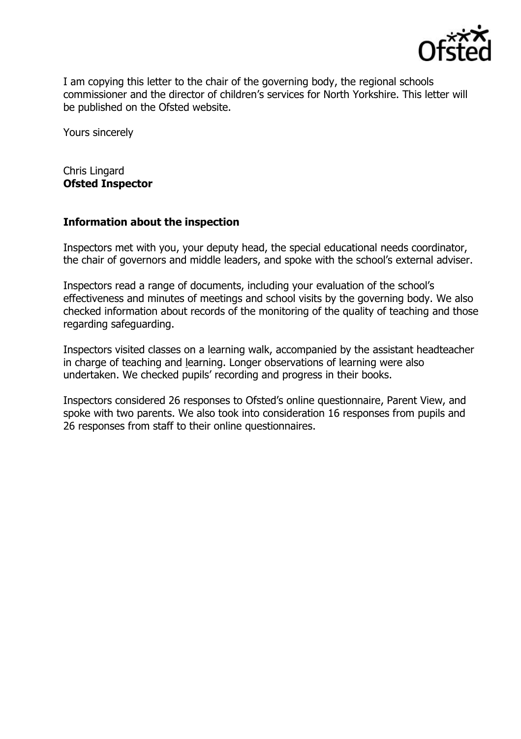I am copying this letter to the chair of the governing body, the regional schools commissioner and the director of children's services for North Yorkshire. This letter will be published on the Ofsted website.

Yours sincerely

Chris Lingard
**Ofsted Inspector**

### Information about the inspection

Inspectors met with you, your deputy head, the special educational needs coordinator, the chair of governors and middle leaders, and spoke with the school's external adviser.

Inspectors read a range of documents, including your evaluation of the school's effectiveness and minutes of meetings and school visits by the governing body. We also checked information about records of the monitoring of the quality of teaching and those regarding safeguarding.

Inspectors visited classes on a learning walk, accompanied by the assistant headteacher in charge of teaching and learning. Longer observations of learning were also undertaken. We checked pupils' recording and progress in their books.

Inspectors considered 26 responses to Ofsted's online questionnaire, Parent View, and spoke with two parents. We also took into consideration 16 responses from pupils and 26 responses from staff to their online questionnaires.